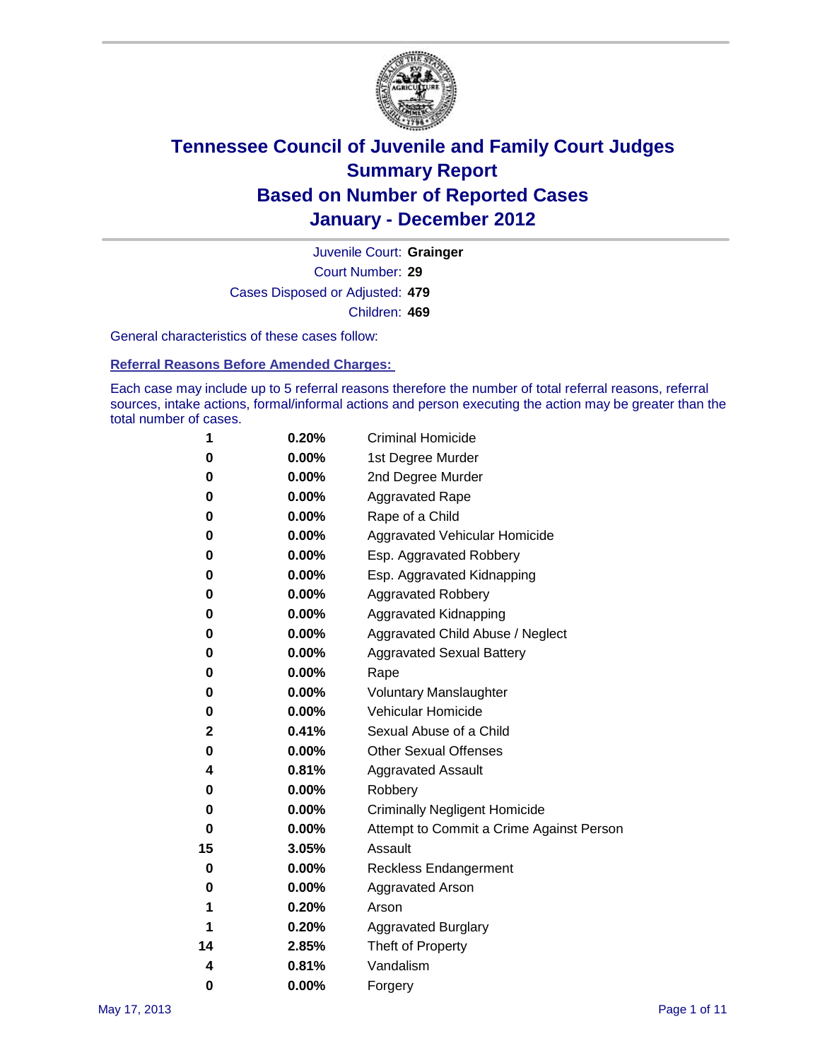# Tennessee Council of Juvenile and Family Court Judges
## Summary Report
## Based on Number of Reported Cases
## January - December 2012

Juvenile Court: **Grainger**
Court Number: **29**
Cases Disposed or Adjusted: **479**
Children: **469**

General characteristics of these cases follow:

### Referral Reasons Before Amended Charges:

Each case may include up to 5 referral reasons therefore the number of total referral reasons, referral sources, intake actions, formal/informal actions and person executing the action may be greater than the total number of cases.

| Count | Percent | Referral Reason |
|---|---|---|
| 1 | 0.20% | Criminal Homicide |
| 0 | 0.00% | 1st Degree Murder |
| 0 | 0.00% | 2nd Degree Murder |
| 0 | 0.00% | Aggravated Rape |
| 0 | 0.00% | Rape of a Child |
| 0 | 0.00% | Aggravated Vehicular Homicide |
| 0 | 0.00% | Esp. Aggravated Robbery |
| 0 | 0.00% | Esp. Aggravated Kidnapping |
| 0 | 0.00% | Aggravated Robbery |
| 0 | 0.00% | Aggravated Kidnapping |
| 0 | 0.00% | Aggravated Child Abuse / Neglect |
| 0 | 0.00% | Aggravated Sexual Battery |
| 0 | 0.00% | Rape |
| 0 | 0.00% | Voluntary Manslaughter |
| 0 | 0.00% | Vehicular Homicide |
| 2 | 0.41% | Sexual Abuse of a Child |
| 0 | 0.00% | Other Sexual Offenses |
| 4 | 0.81% | Aggravated Assault |
| 0 | 0.00% | Robbery |
| 0 | 0.00% | Criminally Negligent Homicide |
| 0 | 0.00% | Attempt to Commit a Crime Against Person |
| 15 | 3.05% | Assault |
| 0 | 0.00% | Reckless Endangerment |
| 0 | 0.00% | Aggravated Arson |
| 1 | 0.20% | Arson |
| 1 | 0.20% | Aggravated Burglary |
| 14 | 2.85% | Theft of Property |
| 4 | 0.81% | Vandalism |
| 0 | 0.00% | Forgery |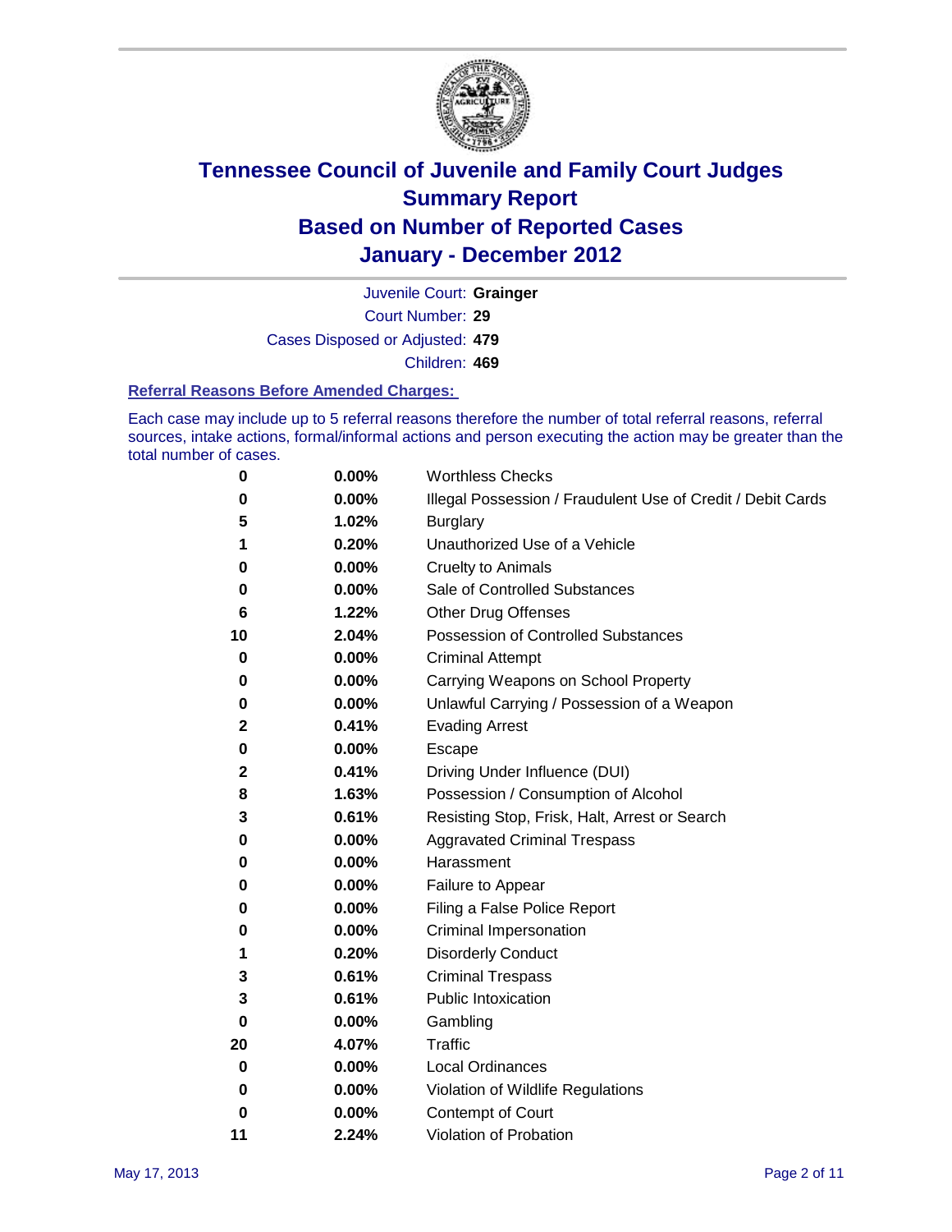# Tennessee Council of Juvenile and Family Court Judges
## Summary Report
## Based on Number of Reported Cases
## January - December 2012

Juvenile Court: **Grainger**

Court Number: **29**

Cases Disposed or Adjusted: **479**

Children: **469**

### Referral Reasons Before Amended Charges:

Each case may include up to 5 referral reasons therefore the number of total referral reasons, referral sources, intake actions, formal/informal actions and person executing the action may be greater than the total number of cases.

| Count | Percent | Referral Reason |
|---|---|---|
| 0 | 0.00% | Worthless Checks |
| 0 | 0.00% | Illegal Possession / Fraudulent Use of Credit / Debit Cards |
| 5 | 1.02% | Burglary |
| 1 | 0.20% | Unauthorized Use of a Vehicle |
| 0 | 0.00% | Cruelty to Animals |
| 0 | 0.00% | Sale of Controlled Substances |
| 6 | 1.22% | Other Drug Offenses |
| 10 | 2.04% | Possession of Controlled Substances |
| 0 | 0.00% | Criminal Attempt |
| 0 | 0.00% | Carrying Weapons on School Property |
| 0 | 0.00% | Unlawful Carrying / Possession of a Weapon |
| 2 | 0.41% | Evading Arrest |
| 0 | 0.00% | Escape |
| 2 | 0.41% | Driving Under Influence (DUI) |
| 8 | 1.63% | Possession / Consumption of Alcohol |
| 3 | 0.61% | Resisting Stop, Frisk, Halt, Arrest or Search |
| 0 | 0.00% | Aggravated Criminal Trespass |
| 0 | 0.00% | Harassment |
| 0 | 0.00% | Failure to Appear |
| 0 | 0.00% | Filing a False Police Report |
| 0 | 0.00% | Criminal Impersonation |
| 1 | 0.20% | Disorderly Conduct |
| 3 | 0.61% | Criminal Trespass |
| 3 | 0.61% | Public Intoxication |
| 0 | 0.00% | Gambling |
| 20 | 4.07% | Traffic |
| 0 | 0.00% | Local Ordinances |
| 0 | 0.00% | Violation of Wildlife Regulations |
| 0 | 0.00% | Contempt of Court |
| 11 | 2.24% | Violation of Probation |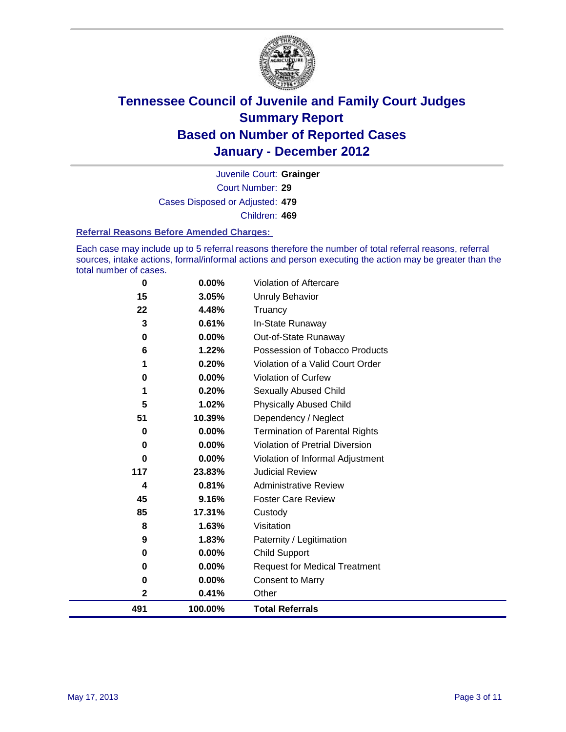# Tennessee Council of Juvenile and Family Court Judges
## Summary Report
## Based on Number of Reported Cases
## January - December 2012

Juvenile Court: **Grainger**

Court Number: **29**

Cases Disposed or Adjusted: **479**

Children: **469**

### Referral Reasons Before Amended Charges:

Each case may include up to 5 referral reasons therefore the number of total referral reasons, referral sources, intake actions, formal/informal actions and person executing the action may be greater than the total number of cases.

| Count | Percent | Referral Reason |
|---|---|---|
| 0 | 0.00% | Violation of Aftercare |
| 15 | 3.05% | Unruly Behavior |
| 22 | 4.48% | Truancy |
| 3 | 0.61% | In-State Runaway |
| 0 | 0.00% | Out-of-State Runaway |
| 6 | 1.22% | Possession of Tobacco Products |
| 1 | 0.20% | Violation of a Valid Court Order |
| 0 | 0.00% | Violation of Curfew |
| 1 | 0.20% | Sexually Abused Child |
| 5 | 1.02% | Physically Abused Child |
| 51 | 10.39% | Dependency / Neglect |
| 0 | 0.00% | Termination of Parental Rights |
| 0 | 0.00% | Violation of Pretrial Diversion |
| 0 | 0.00% | Violation of Informal Adjustment |
| 117 | 23.83% | Judicial Review |
| 4 | 0.81% | Administrative Review |
| 45 | 9.16% | Foster Care Review |
| 85 | 17.31% | Custody |
| 8 | 1.63% | Visitation |
| 9 | 1.83% | Paternity / Legitimation |
| 0 | 0.00% | Child Support |
| 0 | 0.00% | Request for Medical Treatment |
| 0 | 0.00% | Consent to Marry |
| 2 | 0.41% | Other |
| **491** | **100.00%** | **Total Referrals** |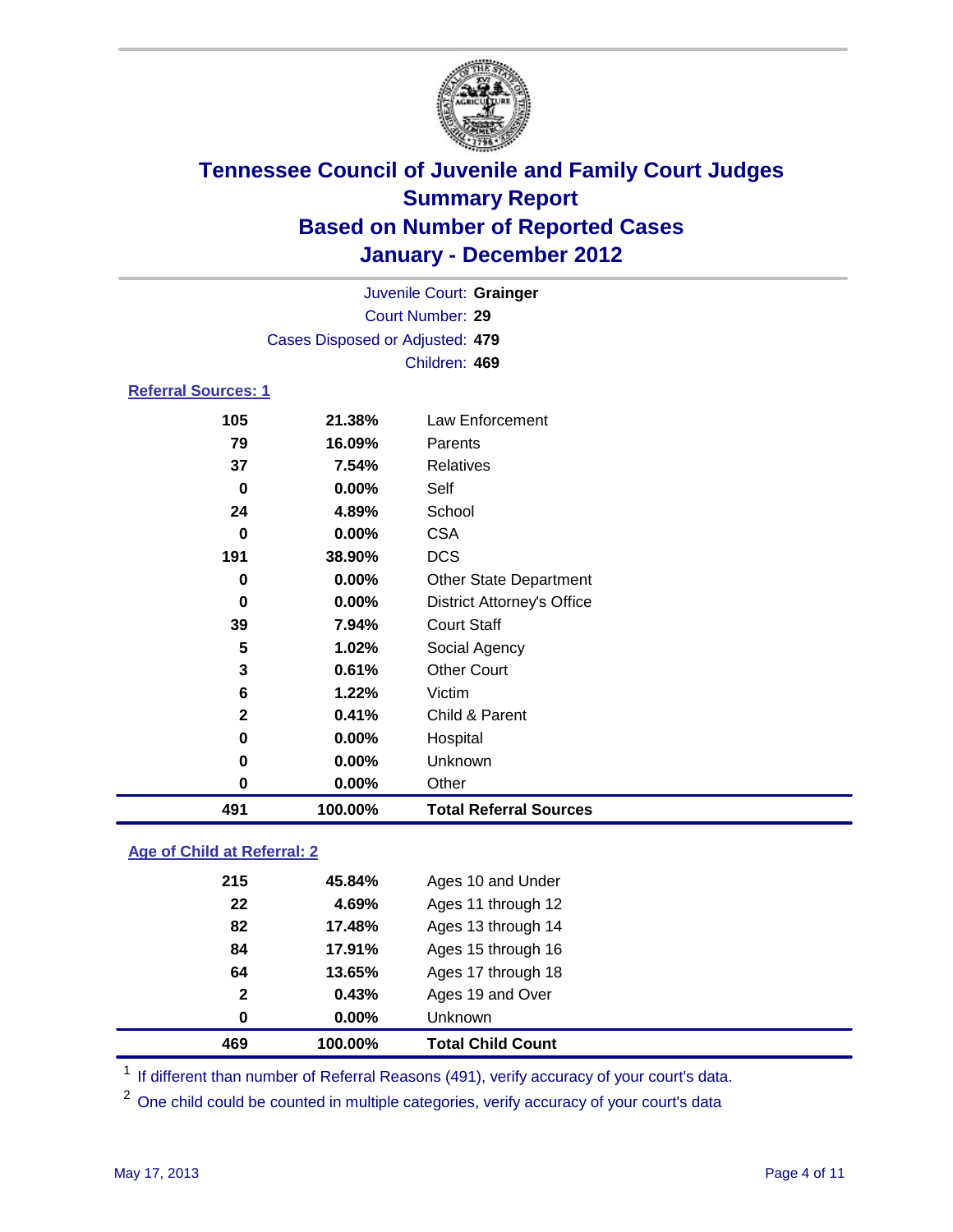# Tennessee Council of Juvenile and Family Court Judges
## Summary Report
## Based on Number of Reported Cases
## January - December 2012

Juvenile Court: **Grainger**
Court Number: **29**
Cases Disposed or Adjusted: **479**
Children: **469**

### Referral Sources: 1

| Count | Percent | Source |
|---|---|---|
| 105 | 21.38% | Law Enforcement |
| 79 | 16.09% | Parents |
| 37 | 7.54% | Relatives |
| 0 | 0.00% | Self |
| 24 | 4.89% | School |
| 0 | 0.00% | CSA |
| 191 | 38.90% | DCS |
| 0 | 0.00% | Other State Department |
| 0 | 0.00% | District Attorney's Office |
| 39 | 7.94% | Court Staff |
| 5 | 1.02% | Social Agency |
| 3 | 0.61% | Other Court |
| 6 | 1.22% | Victim |
| 2 | 0.41% | Child & Parent |
| 0 | 0.00% | Hospital |
| 0 | 0.00% | Unknown |
| 0 | 0.00% | Other |
| **491** | **100.00%** | **Total Referral Sources** |

### Age of Child at Referral: 2

| Count | Percent | Age |
|---|---|---|
| 215 | 45.84% | Ages 10 and Under |
| 22 | 4.69% | Ages 11 through 12 |
| 82 | 17.48% | Ages 13 through 14 |
| 84 | 17.91% | Ages 15 through 16 |
| 64 | 13.65% | Ages 17 through 18 |
| 2 | 0.43% | Ages 19 and Over |
| 0 | 0.00% | Unknown |
| **469** | **100.00%** | **Total Child Count** |

[1] If different than number of Referral Reasons (491), verify accuracy of your court's data.

[2] One child could be counted in multiple categories, verify accuracy of your court's data

May 17, 2013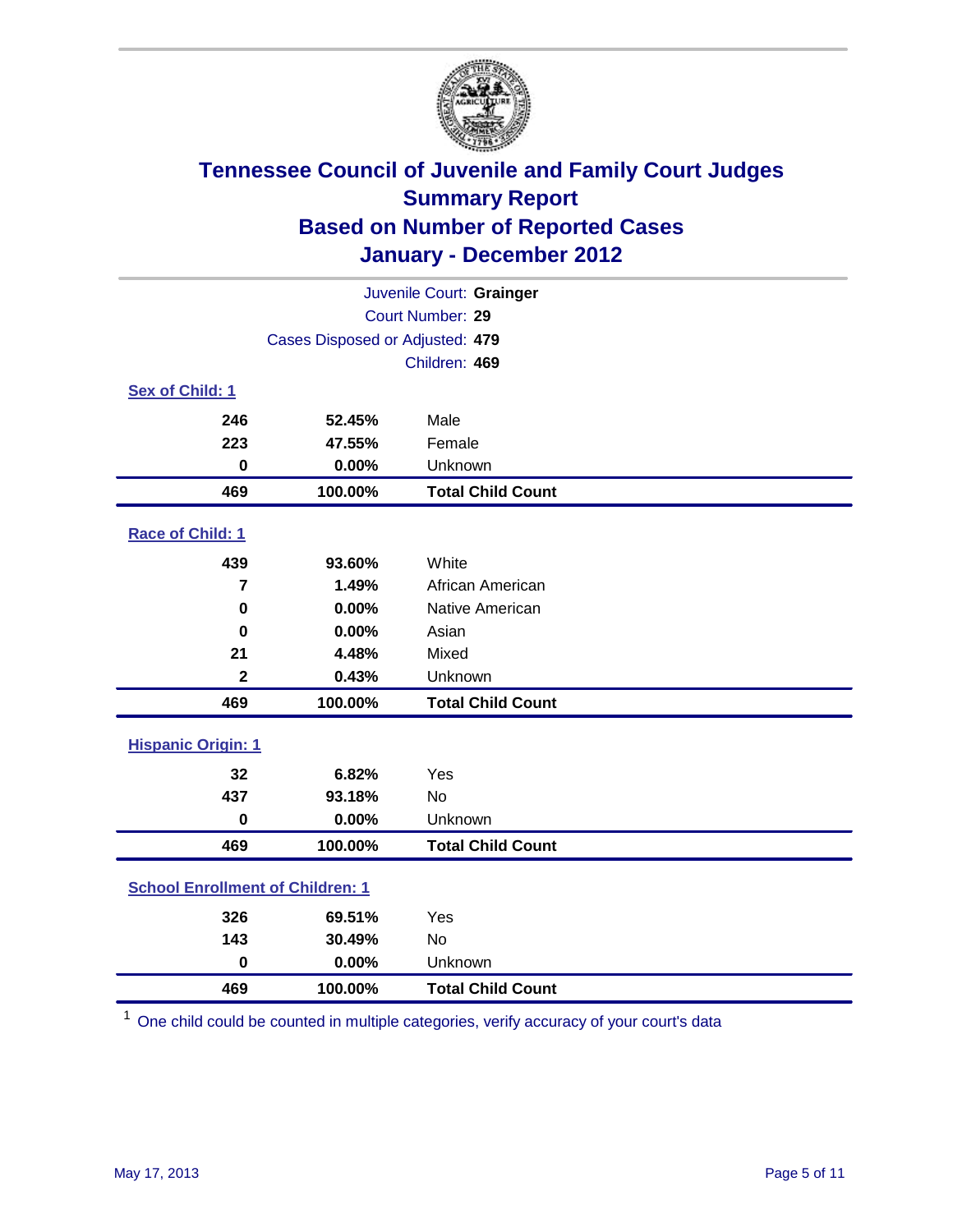# Tennessee Council of Juvenile and Family Court Judges
## Summary Report
## Based on Number of Reported Cases
## January - December 2012

Juvenile Court: **Grainger**
Court Number: **29**
Cases Disposed or Adjusted: **479**
Children: **469**

### Sex of Child: 1

| | | |
|---|---|---|
| 246 | 52.45% | Male |
| 223 | 47.55% | Female |
| 0 | 0.00% | Unknown |
| **469** | **100.00%** | **Total Child Count** |

### Race of Child: 1

| | | |
|---|---|---|
| 439 | 93.60% | White |
| 7 | 1.49% | African American |
| 0 | 0.00% | Native American |
| 0 | 0.00% | Asian |
| 21 | 4.48% | Mixed |
| 2 | 0.43% | Unknown |
| **469** | **100.00%** | **Total Child Count** |

### Hispanic Origin: 1

| | | |
|---|---|---|
| 32 | 6.82% | Yes |
| 437 | 93.18% | No |
| 0 | 0.00% | Unknown |
| **469** | **100.00%** | **Total Child Count** |

### School Enrollment of Children: 1

| | | |
|---|---|---|
| 326 | 69.51% | Yes |
| 143 | 30.49% | No |
| 0 | 0.00% | Unknown |
| **469** | **100.00%** | **Total Child Count** |

[1] One child could be counted in multiple categories, verify accuracy of your court's data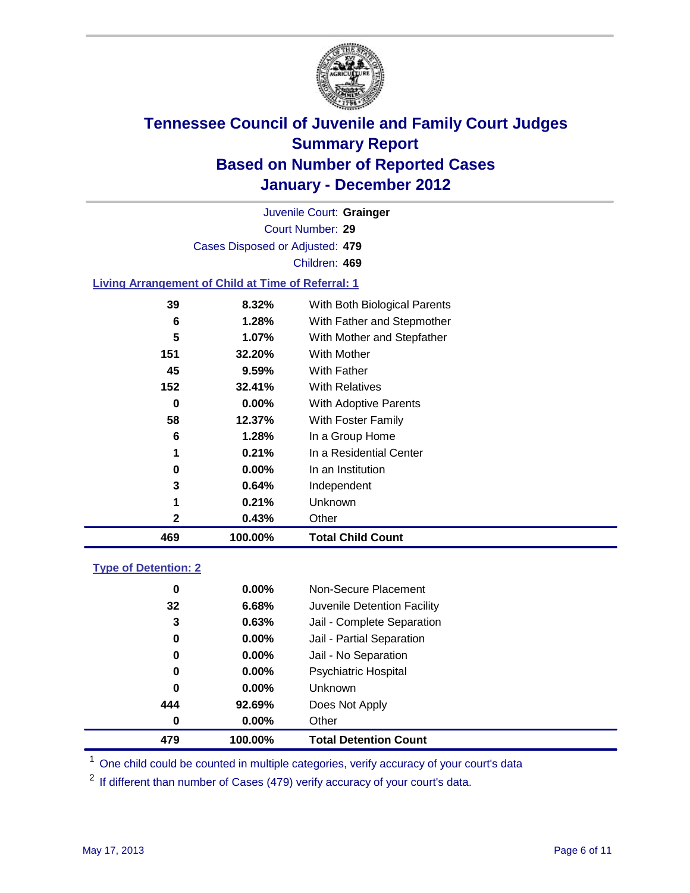# Tennessee Council of Juvenile and Family Court Judges
## Summary Report
## Based on Number of Reported Cases
## January - December 2012

Juvenile Court: **Grainger**

Court Number: **29**

Cases Disposed or Adjusted: **479**

Children: **469**

### Living Arrangement of Child at Time of Referral: 1

| | | |
|---|---|---|
| 39 | 8.32% | With Both Biological Parents |
| 6 | 1.28% | With Father and Stepmother |
| 5 | 1.07% | With Mother and Stepfather |
| 151 | 32.20% | With Mother |
| 45 | 9.59% | With Father |
| 152 | 32.41% | With Relatives |
| 0 | 0.00% | With Adoptive Parents |
| 58 | 12.37% | With Foster Family |
| 6 | 1.28% | In a Group Home |
| 1 | 0.21% | In a Residential Center |
| 0 | 0.00% | In an Institution |
| 3 | 0.64% | Independent |
| 1 | 0.21% | Unknown |
| 2 | 0.43% | Other |
| **469** | **100.00%** | **Total Child Count** |

### Type of Detention: 2

| | | |
|---|---|---|
| 0 | 0.00% | Non-Secure Placement |
| 32 | 6.68% | Juvenile Detention Facility |
| 3 | 0.63% | Jail - Complete Separation |
| 0 | 0.00% | Jail - Partial Separation |
| 0 | 0.00% | Jail - No Separation |
| 0 | 0.00% | Psychiatric Hospital |
| 0 | 0.00% | Unknown |
| 444 | 92.69% | Does Not Apply |
| 0 | 0.00% | Other |
| **479** | **100.00%** | **Total Detention Count** |

[1] One child could be counted in multiple categories, verify accuracy of your court's data

[2] If different than number of Cases (479) verify accuracy of your court's data.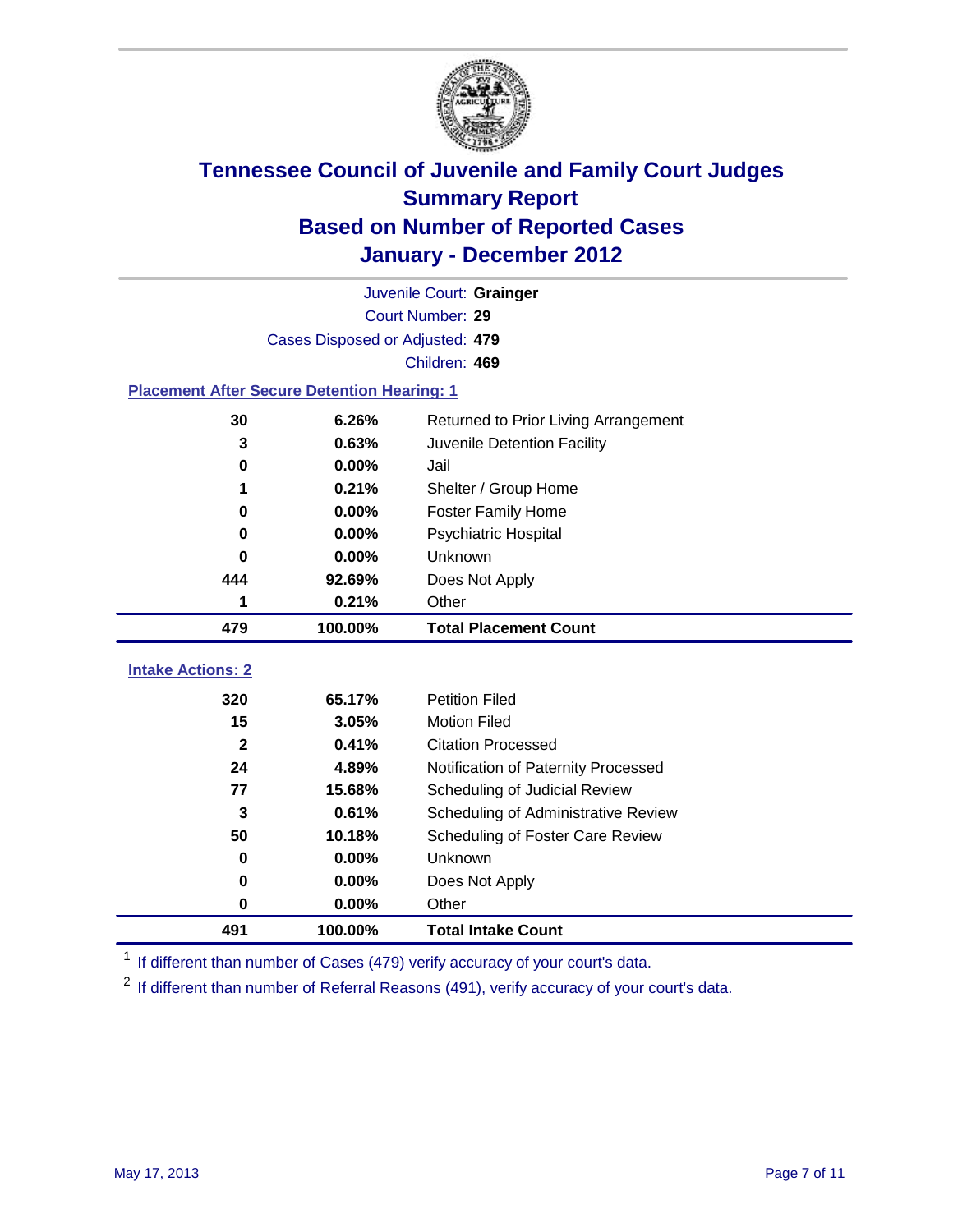# Tennessee Council of Juvenile and Family Court Judges
## Summary Report
## Based on Number of Reported Cases
## January - December 2012

Juvenile Court: **Grainger**

Court Number: **29**

Cases Disposed or Adjusted: **479**

Children: **469**

### Placement After Secure Detention Hearing: 1

| Count | Percent | Placement |
|---|---|---|
| 30 | 6.26% | Returned to Prior Living Arrangement |
| 3 | 0.63% | Juvenile Detention Facility |
| 0 | 0.00% | Jail |
| 1 | 0.21% | Shelter / Group Home |
| 0 | 0.00% | Foster Family Home |
| 0 | 0.00% | Psychiatric Hospital |
| 0 | 0.00% | Unknown |
| 444 | 92.69% | Does Not Apply |
| 1 | 0.21% | Other |
| **479** | **100.00%** | **Total Placement Count** |

### Intake Actions: 2

| Count | Percent | Intake Action |
|---|---|---|
| 320 | 65.17% | Petition Filed |
| 15 | 3.05% | Motion Filed |
| 2 | 0.41% | Citation Processed |
| 24 | 4.89% | Notification of Paternity Processed |
| 77 | 15.68% | Scheduling of Judicial Review |
| 3 | 0.61% | Scheduling of Administrative Review |
| 50 | 10.18% | Scheduling of Foster Care Review |
| 0 | 0.00% | Unknown |
| 0 | 0.00% | Does Not Apply |
| 0 | 0.00% | Other |
| **491** | **100.00%** | **Total Intake Count** |

[1] If different than number of Cases (479) verify accuracy of your court's data.

[2] If different than number of Referral Reasons (491), verify accuracy of your court's data.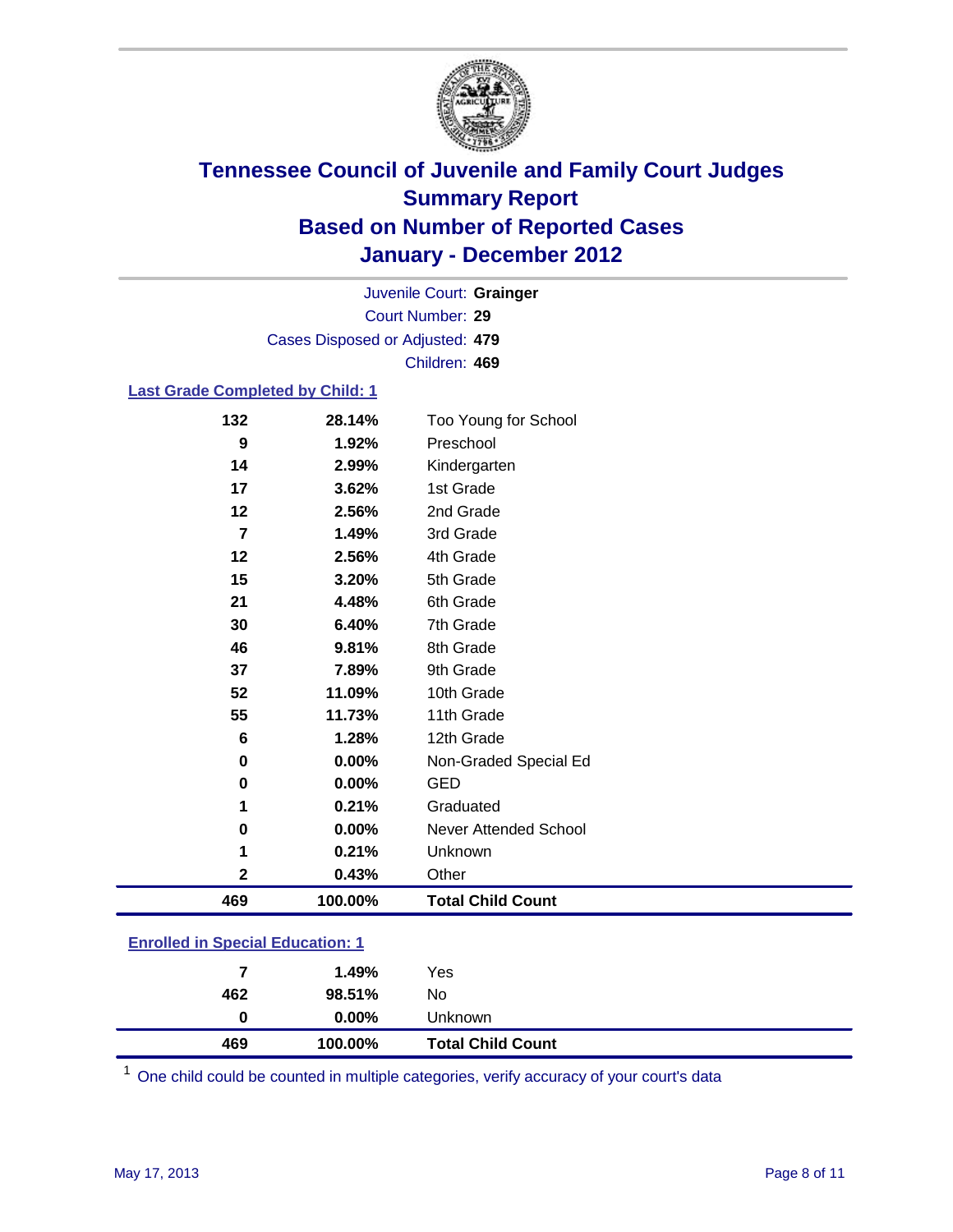# Tennessee Council of Juvenile and Family Court Judges
## Summary Report
## Based on Number of Reported Cases
## January - December 2012

Juvenile Court: **Grainger**
Court Number: **29**
Cases Disposed or Adjusted: **479**
Children: **469**

### Last Grade Completed by Child: 1

| | | |
|---|---|---|
| 132 | 28.14% | Too Young for School |
| 9 | 1.92% | Preschool |
| 14 | 2.99% | Kindergarten |
| 17 | 3.62% | 1st Grade |
| 12 | 2.56% | 2nd Grade |
| 7 | 1.49% | 3rd Grade |
| 12 | 2.56% | 4th Grade |
| 15 | 3.20% | 5th Grade |
| 21 | 4.48% | 6th Grade |
| 30 | 6.40% | 7th Grade |
| 46 | 9.81% | 8th Grade |
| 37 | 7.89% | 9th Grade |
| 52 | 11.09% | 10th Grade |
| 55 | 11.73% | 11th Grade |
| 6 | 1.28% | 12th Grade |
| 0 | 0.00% | Non-Graded Special Ed |
| 0 | 0.00% | GED |
| 1 | 0.21% | Graduated |
| 0 | 0.00% | Never Attended School |
| 1 | 0.21% | Unknown |
| 2 | 0.43% | Other |
| **469** | **100.00%** | **Total Child Count** |

### Enrolled in Special Education: 1

| | | |
|---|---|---|
| 7 | 1.49% | Yes |
| 462 | 98.51% | No |
| 0 | 0.00% | Unknown |
| **469** | **100.00%** | **Total Child Count** |

[1] One child could be counted in multiple categories, verify accuracy of your court's data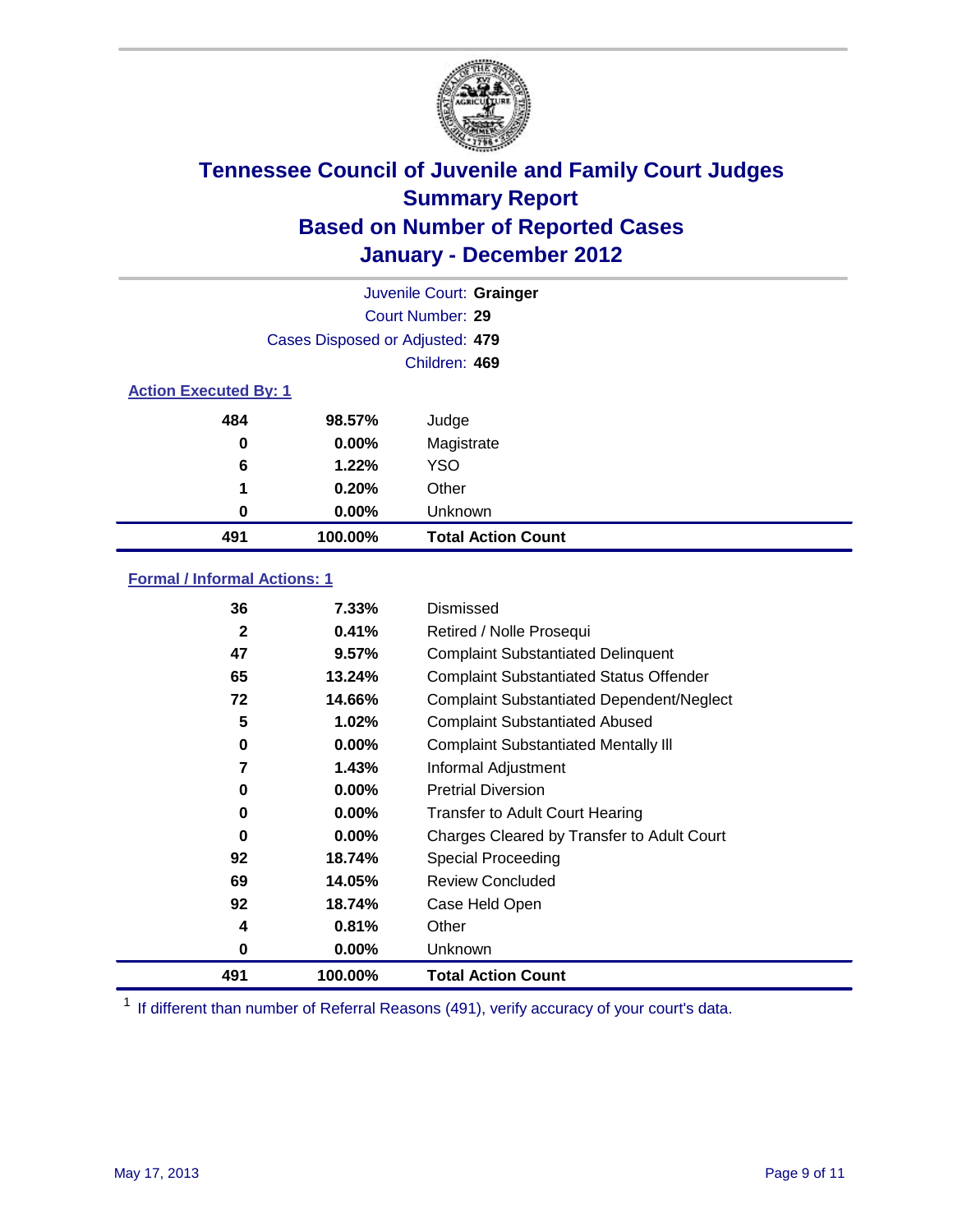# Tennessee Council of Juvenile and Family Court Judges
## Summary Report
## Based on Number of Reported Cases
## January - December 2012

Juvenile Court: **Grainger**

Court Number: **29**

Cases Disposed or Adjusted: **479**

Children: **469**

### Action Executed By: 1

| | | |
|---|---|---|
| 484 | 98.57% | Judge |
| 0 | 0.00% | Magistrate |
| 6 | 1.22% | YSO |
| 1 | 0.20% | Other |
| 0 | 0.00% | Unknown |
| **491** | **100.00%** | **Total Action Count** |

### Formal / Informal Actions: 1

| | | |
|---|---|---|
| 36 | 7.33% | Dismissed |
| 2 | 0.41% | Retired / Nolle Prosequi |
| 47 | 9.57% | Complaint Substantiated Delinquent |
| 65 | 13.24% | Complaint Substantiated Status Offender |
| 72 | 14.66% | Complaint Substantiated Dependent/Neglect |
| 5 | 1.02% | Complaint Substantiated Abused |
| 0 | 0.00% | Complaint Substantiated Mentally Ill |
| 7 | 1.43% | Informal Adjustment |
| 0 | 0.00% | Pretrial Diversion |
| 0 | 0.00% | Transfer to Adult Court Hearing |
| 0 | 0.00% | Charges Cleared by Transfer to Adult Court |
| 92 | 18.74% | Special Proceeding |
| 69 | 14.05% | Review Concluded |
| 92 | 18.74% | Case Held Open |
| 4 | 0.81% | Other |
| 0 | 0.00% | Unknown |
| **491** | **100.00%** | **Total Action Count** |

[1] If different than number of Referral Reasons (491), verify accuracy of your court's data.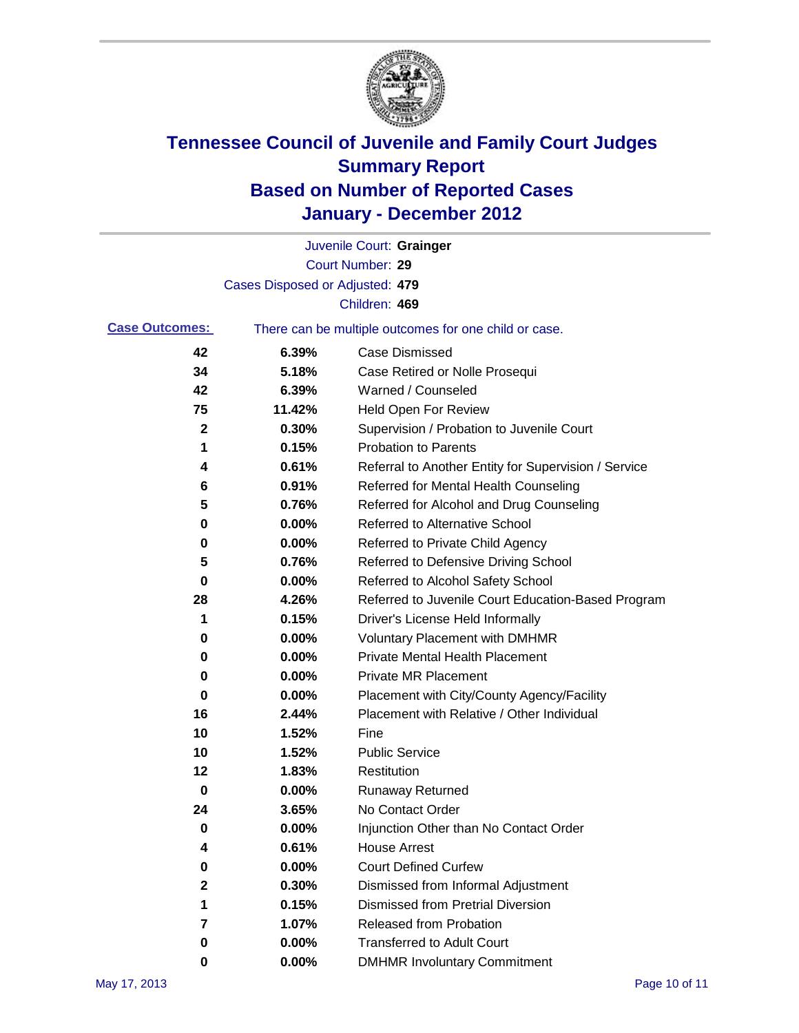# Tennessee Council of Juvenile and Family Court Judges
## Summary Report
## Based on Number of Reported Cases
## January - December 2012

Juvenile Court: **Grainger**
Court Number: **29**
Cases Disposed or Adjusted: **479**
Children: **469**

**Case Outcomes:** There can be multiple outcomes for one child or case.

| Count | Percent | Outcome |
|---|---|---|
| 42 | 6.39% | Case Dismissed |
| 34 | 5.18% | Case Retired or Nolle Prosequi |
| 42 | 6.39% | Warned / Counseled |
| 75 | 11.42% | Held Open For Review |
| 2 | 0.30% | Supervision / Probation to Juvenile Court |
| 1 | 0.15% | Probation to Parents |
| 4 | 0.61% | Referral to Another Entity for Supervision / Service |
| 6 | 0.91% | Referred for Mental Health Counseling |
| 5 | 0.76% | Referred for Alcohol and Drug Counseling |
| 0 | 0.00% | Referred to Alternative School |
| 0 | 0.00% | Referred to Private Child Agency |
| 5 | 0.76% | Referred to Defensive Driving School |
| 0 | 0.00% | Referred to Alcohol Safety School |
| 28 | 4.26% | Referred to Juvenile Court Education-Based Program |
| 1 | 0.15% | Driver's License Held Informally |
| 0 | 0.00% | Voluntary Placement with DMHMR |
| 0 | 0.00% | Private Mental Health Placement |
| 0 | 0.00% | Private MR Placement |
| 0 | 0.00% | Placement with City/County Agency/Facility |
| 16 | 2.44% | Placement with Relative / Other Individual |
| 10 | 1.52% | Fine |
| 10 | 1.52% | Public Service |
| 12 | 1.83% | Restitution |
| 0 | 0.00% | Runaway Returned |
| 24 | 3.65% | No Contact Order |
| 0 | 0.00% | Injunction Other than No Contact Order |
| 4 | 0.61% | House Arrest |
| 0 | 0.00% | Court Defined Curfew |
| 2 | 0.30% | Dismissed from Informal Adjustment |
| 1 | 0.15% | Dismissed from Pretrial Diversion |
| 7 | 1.07% | Released from Probation |
| 0 | 0.00% | Transferred to Adult Court |
| 0 | 0.00% | DMHMR Involuntary Commitment |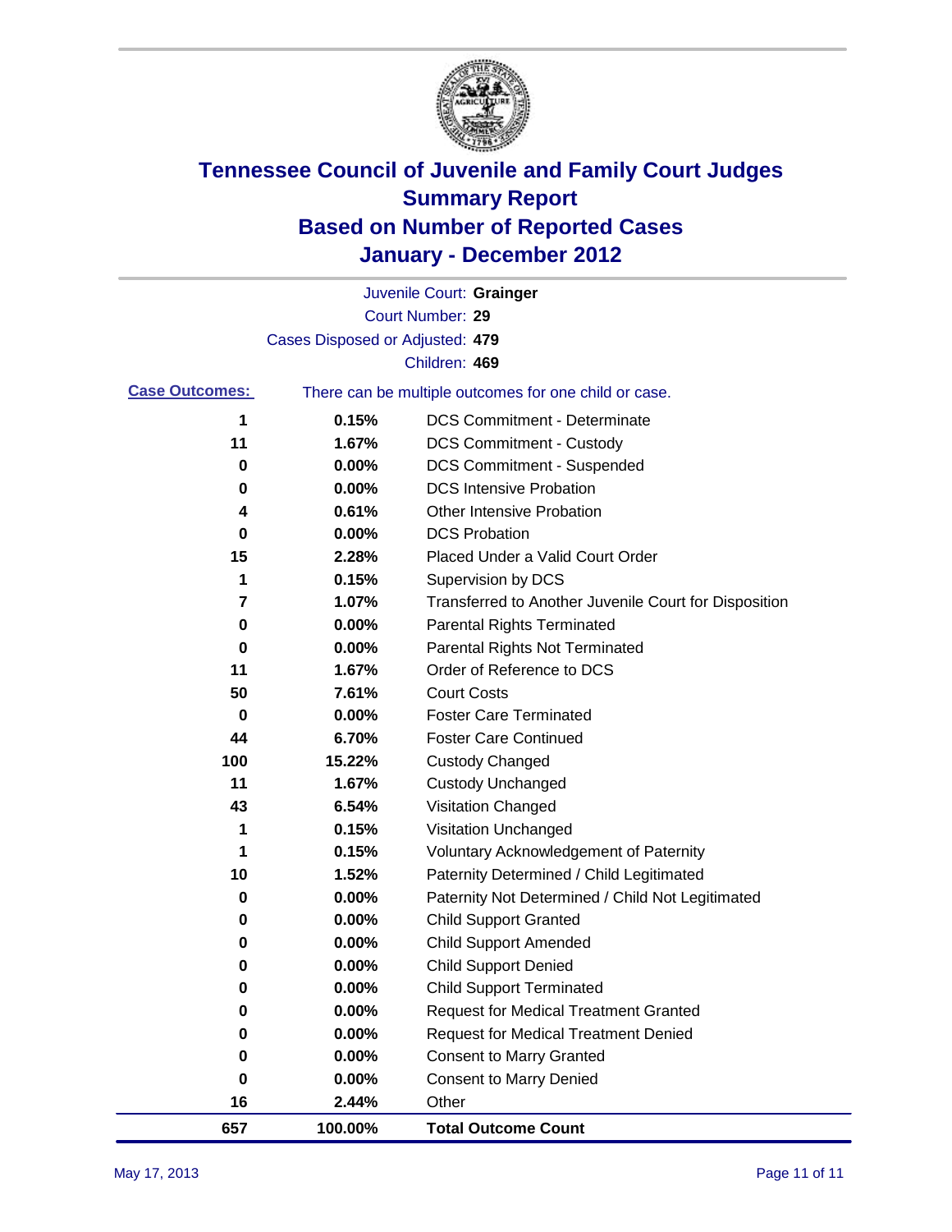# Tennessee Council of Juvenile and Family Court Judges
## Summary Report
## Based on Number of Reported Cases
## January - December 2012

Juvenile Court: **Grainger**
Court Number: **29**
Cases Disposed or Adjusted: **479**
Children: **469**

**Case Outcomes:** There can be multiple outcomes for one child or case.

| | | |
|---|---|---|
| 1 | 0.15% | DCS Commitment - Determinate |
| 11 | 1.67% | DCS Commitment - Custody |
| 0 | 0.00% | DCS Commitment - Suspended |
| 0 | 0.00% | DCS Intensive Probation |
| 4 | 0.61% | Other Intensive Probation |
| 0 | 0.00% | DCS Probation |
| 15 | 2.28% | Placed Under a Valid Court Order |
| 1 | 0.15% | Supervision by DCS |
| 7 | 1.07% | Transferred to Another Juvenile Court for Disposition |
| 0 | 0.00% | Parental Rights Terminated |
| 0 | 0.00% | Parental Rights Not Terminated |
| 11 | 1.67% | Order of Reference to DCS |
| 50 | 7.61% | Court Costs |
| 0 | 0.00% | Foster Care Terminated |
| 44 | 6.70% | Foster Care Continued |
| 100 | 15.22% | Custody Changed |
| 11 | 1.67% | Custody Unchanged |
| 43 | 6.54% | Visitation Changed |
| 1 | 0.15% | Visitation Unchanged |
| 1 | 0.15% | Voluntary Acknowledgement of Paternity |
| 10 | 1.52% | Paternity Determined / Child Legitimated |
| 0 | 0.00% | Paternity Not Determined / Child Not Legitimated |
| 0 | 0.00% | Child Support Granted |
| 0 | 0.00% | Child Support Amended |
| 0 | 0.00% | Child Support Denied |
| 0 | 0.00% | Child Support Terminated |
| 0 | 0.00% | Request for Medical Treatment Granted |
| 0 | 0.00% | Request for Medical Treatment Denied |
| 0 | 0.00% | Consent to Marry Granted |
| 0 | 0.00% | Consent to Marry Denied |
| 16 | 2.44% | Other |
| **657** | **100.00%** | **Total Outcome Count** |